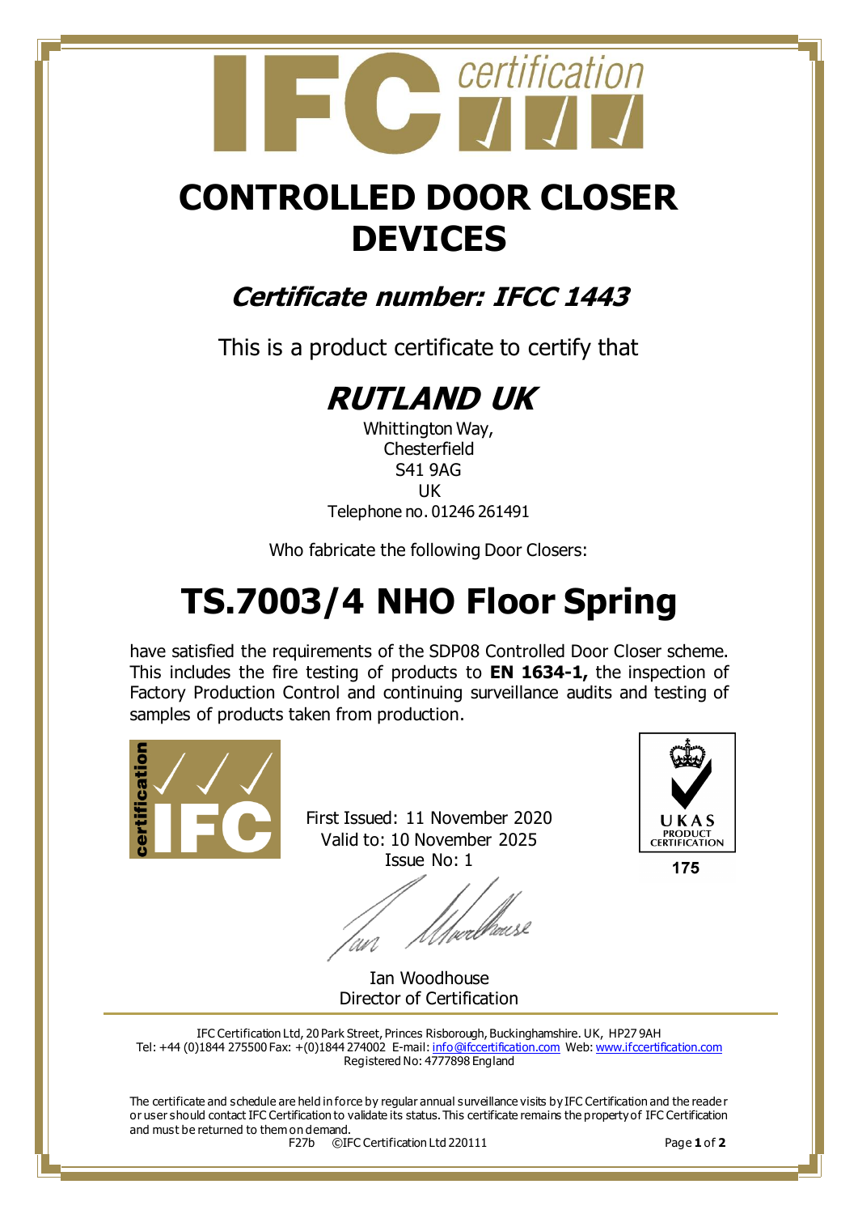# CONTROLLED DOOR CLOSER DEVICES

## *Certificate number: IFCC 1443*

This is a product certificate to certify that

## *RUTLAND UK*

Whittington Way,
Chesterfield
S41 9AG
UK
Telephone no. 01246 261491

Who fabricate the following Door Closers:

# TS.7003/4 NHO Floor Spring

have satisfied the requirements of the SDP08 Controlled Door Closer scheme. This includes the fire testing of products to **EN 1634-1,** the inspection of Factory Production Control and continuing surveillance audits and testing of samples of products taken from production.

First Issued: 11 November 2020
Valid to: 10 November 2025
Issue No: 1

UKAS PRODUCT CERTIFICATION
175

Ian Woodhouse
Director of Certification

IFC Certification Ltd, 20 Park Street, Princes Risborough, Buckinghamshire. UK, HP27 9AH
Tel: +44 (0)1844 275500 Fax: +(0)1844 274002 E-mail: info@ifccertification.com Web: www.ifccertification.com
Registered No: 4777898 England

The certificate and schedule are held in force by regular annual surveillance visits by IFC Certification and the reader or user should contact IFC Certification to validate its status. This certificate remains the property of IFC Certification and must be returned to them on demand.

F27b ©IFC Certification Ltd 220111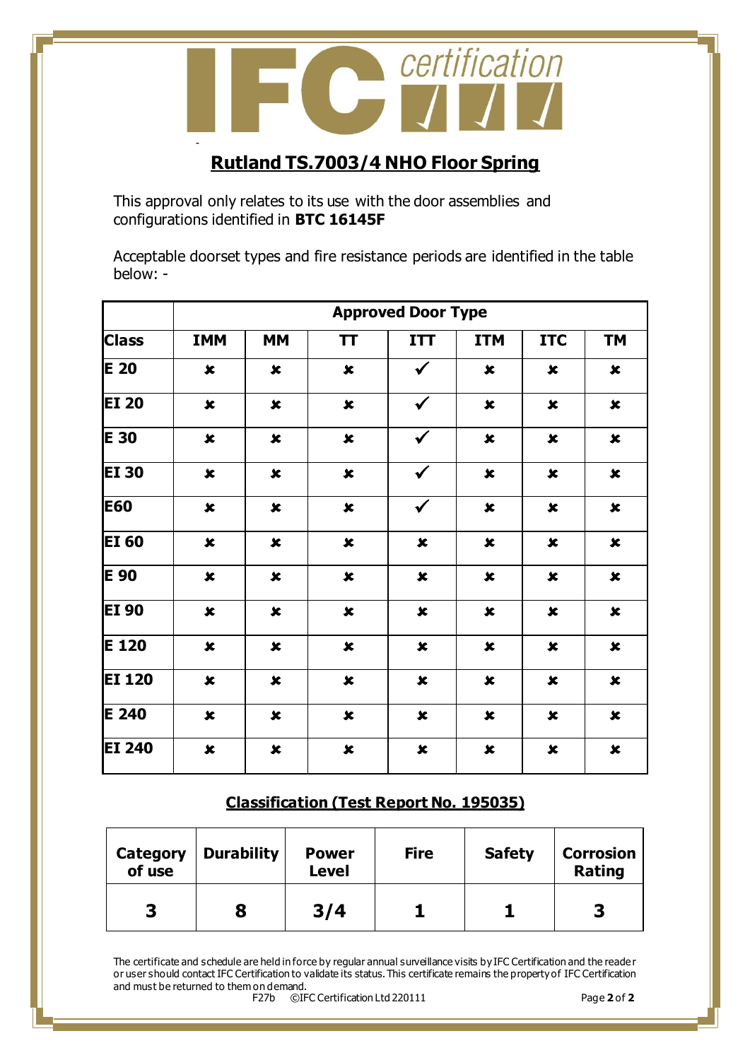## Rutland TS.7003/4 NHO Floor Spring

This approval only relates to its use with the door assemblies and configurations identified in **BTC 16145F**

Acceptable doorset types and fire resistance periods are identified in the table below: -

| | Approved Door Type | | | | | | |
|---|---|---|---|---|---|---|---|
| **Class** | **IMM** | **MM** | **TT** | **ITT** | **ITM** | **ITC** | **TM** |
| **E 20** | ✘ | ✘ | ✘ | ✓ | ✘ | ✘ | ✘ |
| **EI 20** | ✘ | ✘ | ✘ | ✓ | ✘ | ✘ | ✘ |
| **E 30** | ✘ | ✘ | ✘ | ✓ | ✘ | ✘ | ✘ |
| **EI 30** | ✘ | ✘ | ✘ | ✓ | ✘ | ✘ | ✘ |
| **E60** | ✘ | ✘ | ✘ | ✓ | ✘ | ✘ | ✘ |
| **EI 60** | ✘ | ✘ | ✘ | ✘ | ✘ | ✘ | ✘ |
| **E 90** | ✘ | ✘ | ✘ | ✘ | ✘ | ✘ | ✘ |
| **EI 90** | ✘ | ✘ | ✘ | ✘ | ✘ | ✘ | ✘ |
| **E 120** | ✘ | ✘ | ✘ | ✘ | ✘ | ✘ | ✘ |
| **EI 120** | ✘ | ✘ | ✘ | ✘ | ✘ | ✘ | ✘ |
| **E 240** | ✘ | ✘ | ✘ | ✘ | ✘ | ✘ | ✘ |
| **EI 240** | ✘ | ✘ | ✘ | ✘ | ✘ | ✘ | ✘ |

### Classification (Test Report No. 195035)

| Category of use | Durability | Power Level | Fire | Safety | Corrosion Rating |
|---|---|---|---|---|---|
| **3** | **8** | **3/4** | **1** | **1** | **3** |

The certificate and schedule are held in force by regular annual surveillance visits by IFC Certification and the reader or user should contact IFC Certification to validate its status. This certificate remains the property of IFC Certification and must be returned to them on demand.

F27b ©IFC Certification Ltd 220111